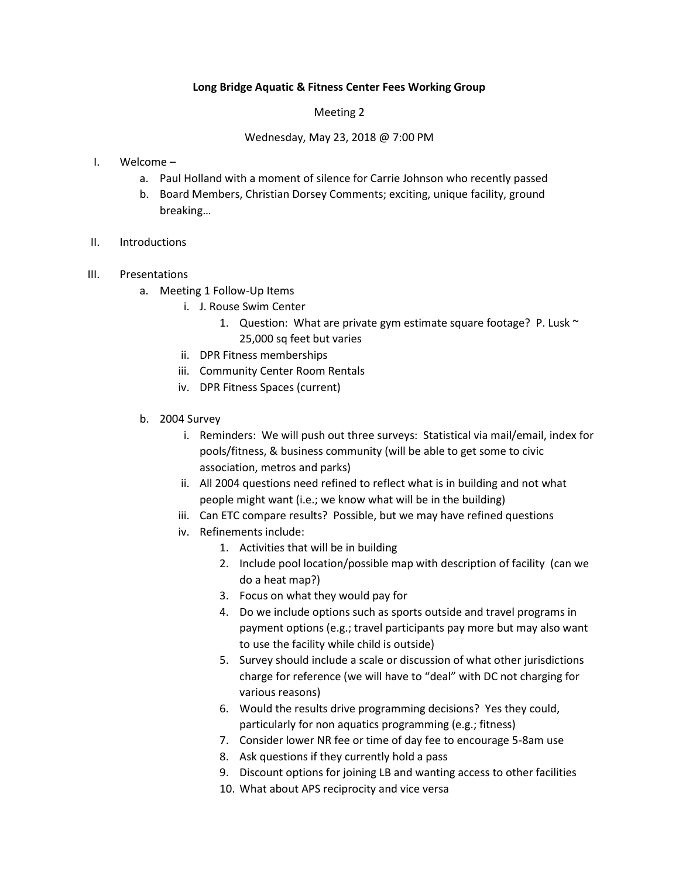**Long Bridge Aquatic & Fitness Center Fees Working Group**

Meeting 2

Wednesday, May 23, 2018 @ 7:00 PM

I. Welcome –
   a. Paul Holland with a moment of silence for Carrie Johnson who recently passed
   b. Board Members, Christian Dorsey Comments; exciting, unique facility, ground breaking…

II. Introductions

III. Presentations
   a. Meeting 1 Follow-Up Items
      i. J. Rouse Swim Center
         1. Question: What are private gym estimate square footage? P. Lusk ~ 25,000 sq feet but varies
      ii. DPR Fitness memberships
      iii. Community Center Room Rentals
      iv. DPR Fitness Spaces (current)

   b. 2004 Survey
      i. Reminders: We will push out three surveys: Statistical via mail/email, index for pools/fitness, & business community (will be able to get some to civic association, metros and parks)
      ii. All 2004 questions need refined to reflect what is in building and not what people might want (i.e.; we know what will be in the building)
      iii. Can ETC compare results? Possible, but we may have refined questions
      iv. Refinements include:
         1. Activities that will be in building
         2. Include pool location/possible map with description of facility (can we do a heat map?)
         3. Focus on what they would pay for
         4. Do we include options such as sports outside and travel programs in payment options (e.g.; travel participants pay more but may also want to use the facility while child is outside)
         5. Survey should include a scale or discussion of what other jurisdictions charge for reference (we will have to "deal" with DC not charging for various reasons)
         6. Would the results drive programming decisions? Yes they could, particularly for non aquatics programming (e.g.; fitness)
         7. Consider lower NR fee or time of day fee to encourage 5-8am use
         8. Ask questions if they currently hold a pass
         9. Discount options for joining LB and wanting access to other facilities
         10. What about APS reciprocity and vice versa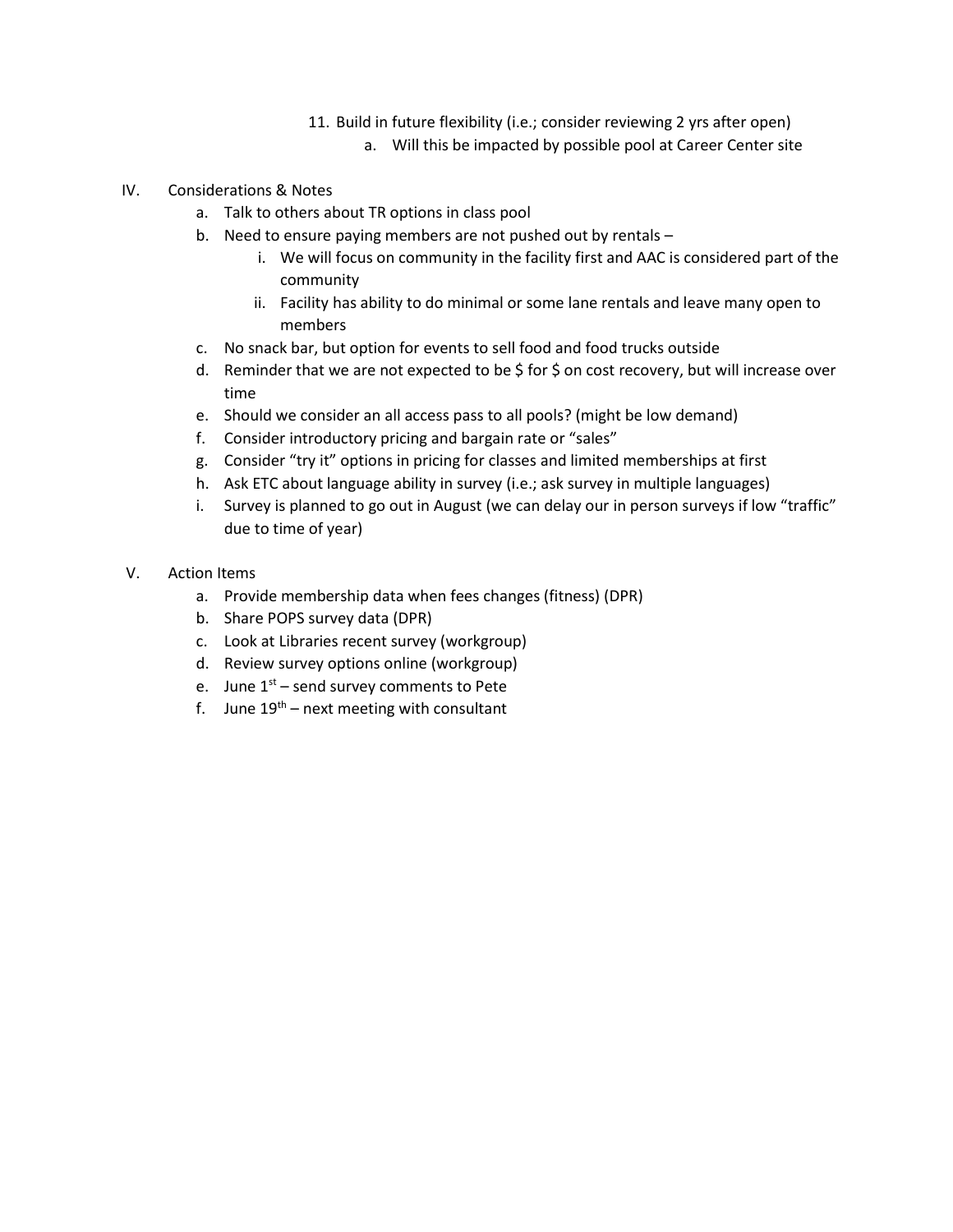11. Build in future flexibility (i.e.; consider reviewing 2 yrs after open)
    a. Will this be impacted by possible pool at Career Center site

IV. Considerations & Notes
   a. Talk to others about TR options in class pool
   b. Need to ensure paying members are not pushed out by rentals –
      i. We will focus on community in the facility first and AAC is considered part of the community
      ii. Facility has ability to do minimal or some lane rentals and leave many open to members
   c. No snack bar, but option for events to sell food and food trucks outside
   d. Reminder that we are not expected to be $ for $ on cost recovery, but will increase over time
   e. Should we consider an all access pass to all pools? (might be low demand)
   f. Consider introductory pricing and bargain rate or "sales"
   g. Consider "try it" options in pricing for classes and limited memberships at first
   h. Ask ETC about language ability in survey (i.e.; ask survey in multiple languages)
   i. Survey is planned to go out in August (we can delay our in person surveys if low "traffic" due to time of year)

V. Action Items
   a. Provide membership data when fees changes (fitness) (DPR)
   b. Share POPS survey data (DPR)
   c. Look at Libraries recent survey (workgroup)
   d. Review survey options online (workgroup)
   e. June 1st – send survey comments to Pete
   f. June 19th – next meeting with consultant